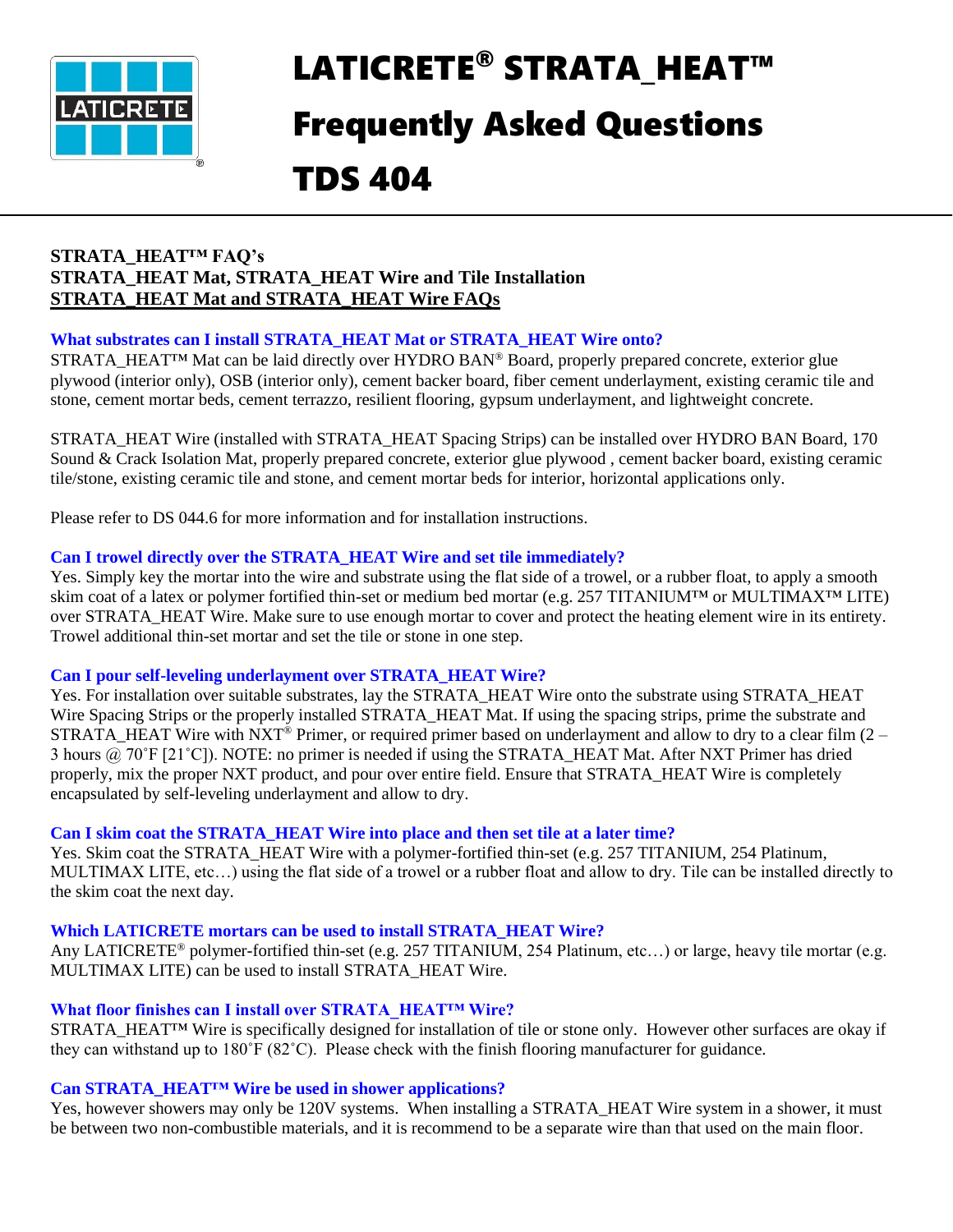# LATICRETE® STRATA_HEAT™ Frequently Asked Questions TDS 404

**STRATA_HEAT™ FAQ's**
**STRATA_HEAT Mat, STRATA_HEAT Wire and Tile Installation**
**<u>STRATA_HEAT Mat and STRATA_HEAT Wire FAQs</u>**

### What substrates can I install STRATA_HEAT Mat or STRATA_HEAT Wire onto?

STRATA_HEAT™ Mat can be laid directly over HYDRO BAN® Board, properly prepared concrete, exterior glue plywood (interior only), OSB (interior only), cement backer board, fiber cement underlayment, existing ceramic tile and stone, cement mortar beds, cement terrazzo, resilient flooring, gypsum underlayment, and lightweight concrete.

STRATA_HEAT Wire (installed with STRATA_HEAT Spacing Strips) can be installed over HYDRO BAN Board, 170 Sound & Crack Isolation Mat, properly prepared concrete, exterior glue plywood , cement backer board, existing ceramic tile/stone, existing ceramic tile and stone, and cement mortar beds for interior, horizontal applications only.

Please refer to DS 044.6 for more information and for installation instructions.

### Can I trowel directly over the STRATA_HEAT Wire and set tile immediately?

Yes. Simply key the mortar into the wire and substrate using the flat side of a trowel, or a rubber float, to apply a smooth skim coat of a latex or polymer fortified thin-set or medium bed mortar (e.g. 257 TITANIUM™ or MULTIMAX™ LITE) over STRATA_HEAT Wire. Make sure to use enough mortar to cover and protect the heating element wire in its entirety. Trowel additional thin-set mortar and set the tile or stone in one step.

### Can I pour self-leveling underlayment over STRATA_HEAT Wire?

Yes. For installation over suitable substrates, lay the STRATA_HEAT Wire onto the substrate using STRATA_HEAT Wire Spacing Strips or the properly installed STRATA_HEAT Mat. If using the spacing strips, prime the substrate and STRATA_HEAT Wire with NXT® Primer, or required primer based on underlayment and allow to dry to a clear film (2 – 3 hours @ 70˚F [21˚C]). NOTE: no primer is needed if using the STRATA_HEAT Mat. After NXT Primer has dried properly, mix the proper NXT product, and pour over entire field. Ensure that STRATA_HEAT Wire is completely encapsulated by self-leveling underlayment and allow to dry.

### Can I skim coat the STRATA_HEAT Wire into place and then set tile at a later time?

Yes. Skim coat the STRATA_HEAT Wire with a polymer-fortified thin-set (e.g. 257 TITANIUM, 254 Platinum, MULTIMAX LITE, etc…) using the flat side of a trowel or a rubber float and allow to dry. Tile can be installed directly to the skim coat the next day.

### Which LATICRETE mortars can be used to install STRATA_HEAT Wire?

Any LATICRETE® polymer-fortified thin-set (e.g. 257 TITANIUM, 254 Platinum, etc…) or large, heavy tile mortar (e.g. MULTIMAX LITE) can be used to install STRATA_HEAT Wire.

### What floor finishes can I install over STRATA_HEAT™ Wire?

STRATA_HEAT™ Wire is specifically designed for installation of tile or stone only. However other surfaces are okay if they can withstand up to 180˚F (82˚C). Please check with the finish flooring manufacturer for guidance.

### Can STRATA_HEAT™ Wire be used in shower applications?

Yes, however showers may only be 120V systems. When installing a STRATA_HEAT Wire system in a shower, it must be between two non-combustible materials, and it is recommend to be a separate wire than that used on the main floor.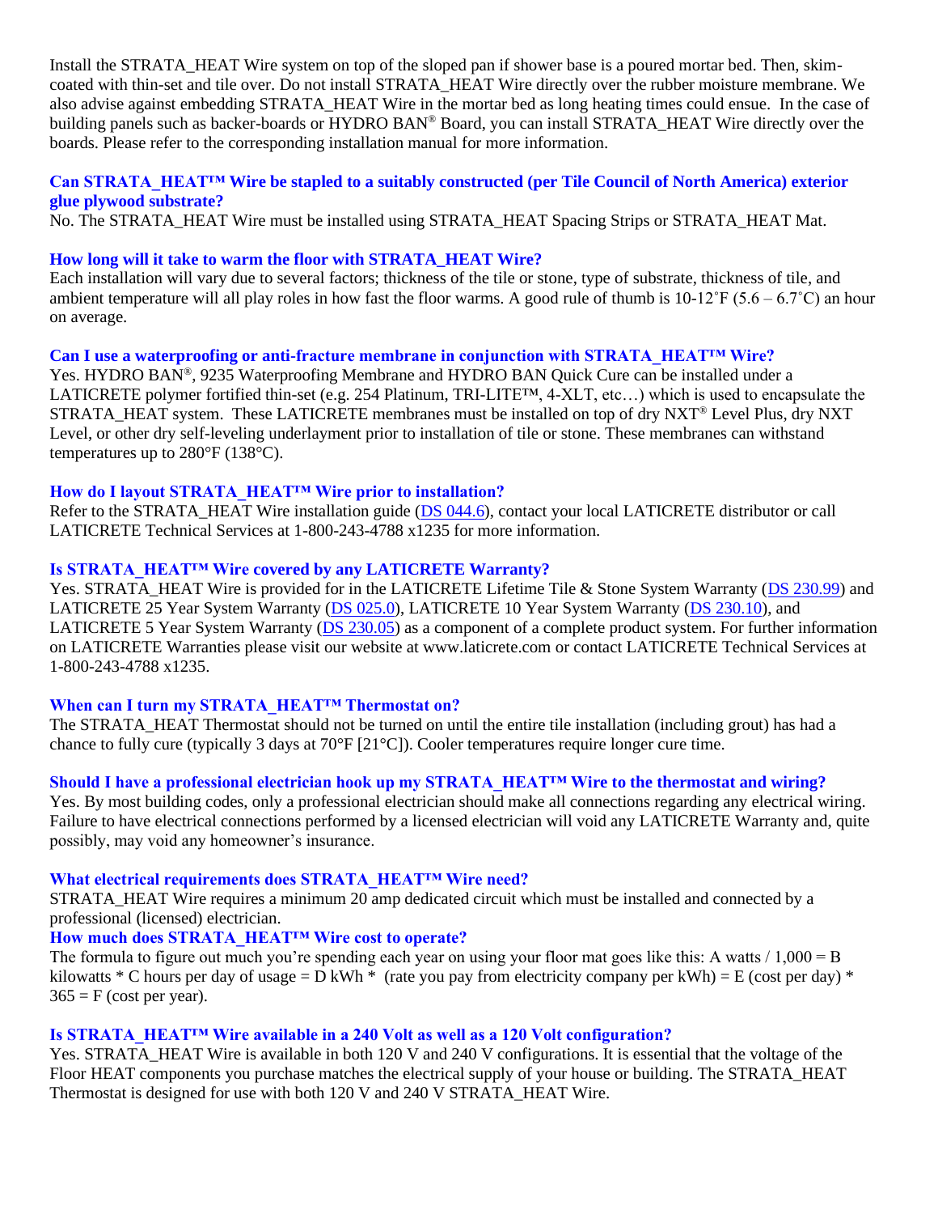Install the STRATA_HEAT Wire system on top of the sloped pan if shower base is a poured mortar bed. Then, skim-coated with thin-set and tile over. Do not install STRATA_HEAT Wire directly over the rubber moisture membrane. We also advise against embedding STRATA_HEAT Wire in the mortar bed as long heating times could ensue. In the case of building panels such as backer-boards or HYDRO BAN® Board, you can install STRATA_HEAT Wire directly over the boards. Please refer to the corresponding installation manual for more information.

### Can STRATA_HEAT™ Wire be stapled to a suitably constructed (per Tile Council of North America) exterior glue plywood substrate?

No. The STRATA_HEAT Wire must be installed using STRATA_HEAT Spacing Strips or STRATA_HEAT Mat.

### How long will it take to warm the floor with STRATA_HEAT Wire?

Each installation will vary due to several factors; thickness of the tile or stone, type of substrate, thickness of tile, and ambient temperature will all play roles in how fast the floor warms. A good rule of thumb is 10-12˚F (5.6 – 6.7˚C) an hour on average.

### Can I use a waterproofing or anti-fracture membrane in conjunction with STRATA_HEAT™ Wire?

Yes. HYDRO BAN®, 9235 Waterproofing Membrane and HYDRO BAN Quick Cure can be installed under a LATICRETE polymer fortified thin-set (e.g. 254 Platinum, TRI-LITE™, 4-XLT, etc…) which is used to encapsulate the STRATA_HEAT system. These LATICRETE membranes must be installed on top of dry NXT® Level Plus, dry NXT Level, or other dry self-leveling underlayment prior to installation of tile or stone. These membranes can withstand temperatures up to 280°F (138°C).

### How do I layout STRATA_HEAT™ Wire prior to installation?

Refer to the STRATA_HEAT Wire installation guide (DS 044.6), contact your local LATICRETE distributor or call LATICRETE Technical Services at 1-800-243-4788 x1235 for more information.

### Is STRATA_HEAT™ Wire covered by any LATICRETE Warranty?

Yes. STRATA_HEAT Wire is provided for in the LATICRETE Lifetime Tile & Stone System Warranty (DS 230.99) and LATICRETE 25 Year System Warranty (DS 025.0), LATICRETE 10 Year System Warranty (DS 230.10), and LATICRETE 5 Year System Warranty (DS 230.05) as a component of a complete product system. For further information on LATICRETE Warranties please visit our website at www.laticrete.com or contact LATICRETE Technical Services at 1-800-243-4788 x1235.

### When can I turn my STRATA_HEAT™ Thermostat on?

The STRATA_HEAT Thermostat should not be turned on until the entire tile installation (including grout) has had a chance to fully cure (typically 3 days at 70°F [21°C]). Cooler temperatures require longer cure time.

### Should I have a professional electrician hook up my STRATA_HEAT™ Wire to the thermostat and wiring?

Yes. By most building codes, only a professional electrician should make all connections regarding any electrical wiring. Failure to have electrical connections performed by a licensed electrician will void any LATICRETE Warranty and, quite possibly, may void any homeowner's insurance.

### What electrical requirements does STRATA_HEAT™ Wire need?

STRATA_HEAT Wire requires a minimum 20 amp dedicated circuit which must be installed and connected by a professional (licensed) electrician.

### How much does STRATA_HEAT™ Wire cost to operate?

The formula to figure out much you're spending each year on using your floor mat goes like this: A watts / 1,000 = B kilowatts * C hours per day of usage = D kWh * (rate you pay from electricity company per kWh) = E (cost per day) * 365 = F (cost per year).

### Is STRATA_HEAT™ Wire available in a 240 Volt as well as a 120 Volt configuration?

Yes. STRATA_HEAT Wire is available in both 120 V and 240 V configurations. It is essential that the voltage of the Floor HEAT components you purchase matches the electrical supply of your house or building. The STRATA_HEAT Thermostat is designed for use with both 120 V and 240 V STRATA_HEAT Wire.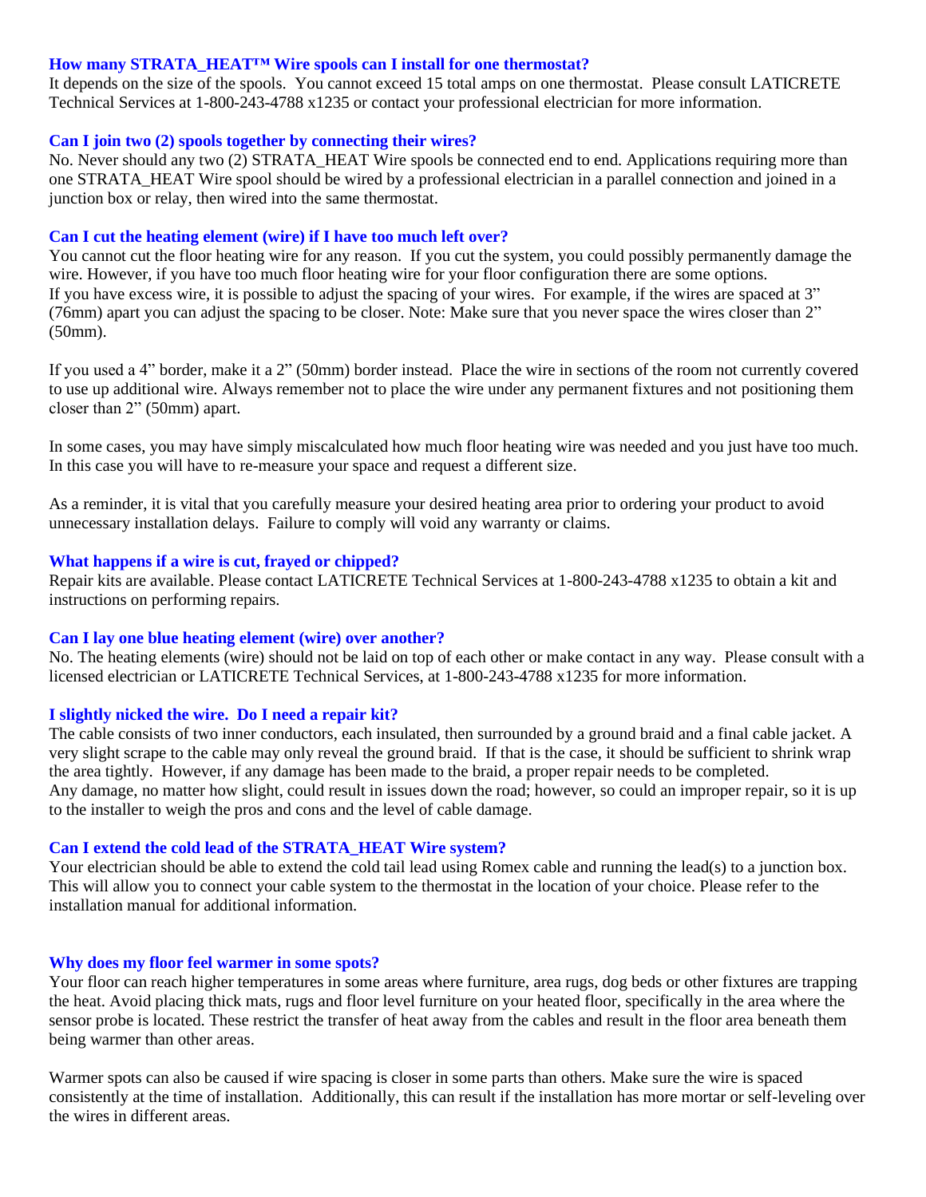### How many STRATA_HEAT™ Wire spools can I install for one thermostat?

It depends on the size of the spools. You cannot exceed 15 total amps on one thermostat. Please consult LATICRETE Technical Services at 1-800-243-4788 x1235 or contact your professional electrician for more information.

### Can I join two (2) spools together by connecting their wires?

No. Never should any two (2) STRATA_HEAT Wire spools be connected end to end. Applications requiring more than one STRATA_HEAT Wire spool should be wired by a professional electrician in a parallel connection and joined in a junction box or relay, then wired into the same thermostat.

### Can I cut the heating element (wire) if I have too much left over?

You cannot cut the floor heating wire for any reason. If you cut the system, you could possibly permanently damage the wire. However, if you have too much floor heating wire for your floor configuration there are some options.
If you have excess wire, it is possible to adjust the spacing of your wires. For example, if the wires are spaced at 3" (76mm) apart you can adjust the spacing to be closer. Note: Make sure that you never space the wires closer than 2" (50mm).

If you used a 4" border, make it a 2" (50mm) border instead. Place the wire in sections of the room not currently covered to use up additional wire. Always remember not to place the wire under any permanent fixtures and not positioning them closer than 2" (50mm) apart.

In some cases, you may have simply miscalculated how much floor heating wire was needed and you just have too much. In this case you will have to re-measure your space and request a different size.

As a reminder, it is vital that you carefully measure your desired heating area prior to ordering your product to avoid unnecessary installation delays. Failure to comply will void any warranty or claims.

### What happens if a wire is cut, frayed or chipped?

Repair kits are available. Please contact LATICRETE Technical Services at 1-800-243-4788 x1235 to obtain a kit and instructions on performing repairs.

### Can I lay one blue heating element (wire) over another?

No. The heating elements (wire) should not be laid on top of each other or make contact in any way. Please consult with a licensed electrician or LATICRETE Technical Services, at 1-800-243-4788 x1235 for more information.

### I slightly nicked the wire. Do I need a repair kit?

The cable consists of two inner conductors, each insulated, then surrounded by a ground braid and a final cable jacket. A very slight scrape to the cable may only reveal the ground braid. If that is the case, it should be sufficient to shrink wrap the area tightly. However, if any damage has been made to the braid, a proper repair needs to be completed.
Any damage, no matter how slight, could result in issues down the road; however, so could an improper repair, so it is up to the installer to weigh the pros and cons and the level of cable damage.

### Can I extend the cold lead of the STRATA_HEAT Wire system?

Your electrician should be able to extend the cold tail lead using Romex cable and running the lead(s) to a junction box. This will allow you to connect your cable system to the thermostat in the location of your choice. Please refer to the installation manual for additional information.

### Why does my floor feel warmer in some spots?

Your floor can reach higher temperatures in some areas where furniture, area rugs, dog beds or other fixtures are trapping the heat. Avoid placing thick mats, rugs and floor level furniture on your heated floor, specifically in the area where the sensor probe is located. These restrict the transfer of heat away from the cables and result in the floor area beneath them being warmer than other areas.

Warmer spots can also be caused if wire spacing is closer in some parts than others. Make sure the wire is spaced consistently at the time of installation. Additionally, this can result if the installation has more mortar or self-leveling over the wires in different areas.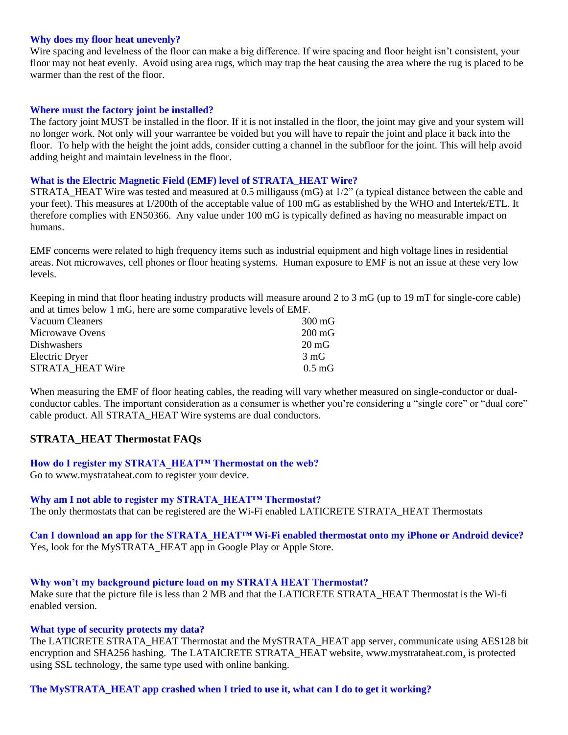### Why does my floor heat unevenly?

Wire spacing and levelness of the floor can make a big difference. If wire spacing and floor height isn't consistent, your floor may not heat evenly. Avoid using area rugs, which may trap the heat causing the area where the rug is placed to be warmer than the rest of the floor.

### Where must the factory joint be installed?

The factory joint MUST be installed in the floor. If it is not installed in the floor, the joint may give and your system will no longer work. Not only will your warrantee be voided but you will have to repair the joint and place it back into the floor. To help with the height the joint adds, consider cutting a channel in the subfloor for the joint. This will help avoid adding height and maintain levelness in the floor.

### What is the Electric Magnetic Field (EMF) level of STRATA_HEAT Wire?

STRATA_HEAT Wire was tested and measured at 0.5 milligauss (mG) at 1/2" (a typical distance between the cable and your feet). This measures at 1/200th of the acceptable value of 100 mG as established by the WHO and Intertek/ETL. It therefore complies with EN50366. Any value under 100 mG is typically defined as having no measurable impact on humans.

EMF concerns were related to high frequency items such as industrial equipment and high voltage lines in residential areas. Not microwaves, cell phones or floor heating systems. Human exposure to EMF is not an issue at these very low levels.

Keeping in mind that floor heating industry products will measure around 2 to 3 mG (up to 19 mT for single-core cable) and at times below 1 mG, here are some comparative levels of EMF.

| | |
|---|---|
| Vacuum Cleaners | 300 mG |
| Microwave Ovens | 200 mG |
| Dishwashers | 20 mG |
| Electric Dryer | 3 mG |
| STRATA_HEAT Wire | 0.5 mG |

When measuring the EMF of floor heating cables, the reading will vary whether measured on single-conductor or dual-conductor cables. The important consideration as a consumer is whether you're considering a "single core" or "dual core" cable product. All STRATA_HEAT Wire systems are dual conductors.

## STRATA_HEAT Thermostat FAQs

### How do I register my STRATA_HEAT™ Thermostat on the web?

Go to www.mystrataheat.com to register your device.

### Why am I not able to register my STRATA_HEAT™ Thermostat?

The only thermostats that can be registered are the Wi-Fi enabled LATICRETE STRATA_HEAT Thermostats

### Can I download an app for the STRATA_HEAT™ Wi-Fi enabled thermostat onto my iPhone or Android device?

Yes, look for the MySTRATA_HEAT app in Google Play or Apple Store.

### Why won't my background picture load on my STRATA HEAT Thermostat?

Make sure that the picture file is less than 2 MB and that the LATICRETE STRATA_HEAT Thermostat is the Wi-fi enabled version.

### What type of security protects my data?

The LATICRETE STRATA_HEAT Thermostat and the MySTRATA_HEAT app server, communicate using AES128 bit encryption and SHA256 hashing. The LATAICRETE STRATA_HEAT website, www.mystrataheat.com, is protected using SSL technology, the same type used with online banking.

### The MySTRATA_HEAT app crashed when I tried to use it, what can I do to get it working?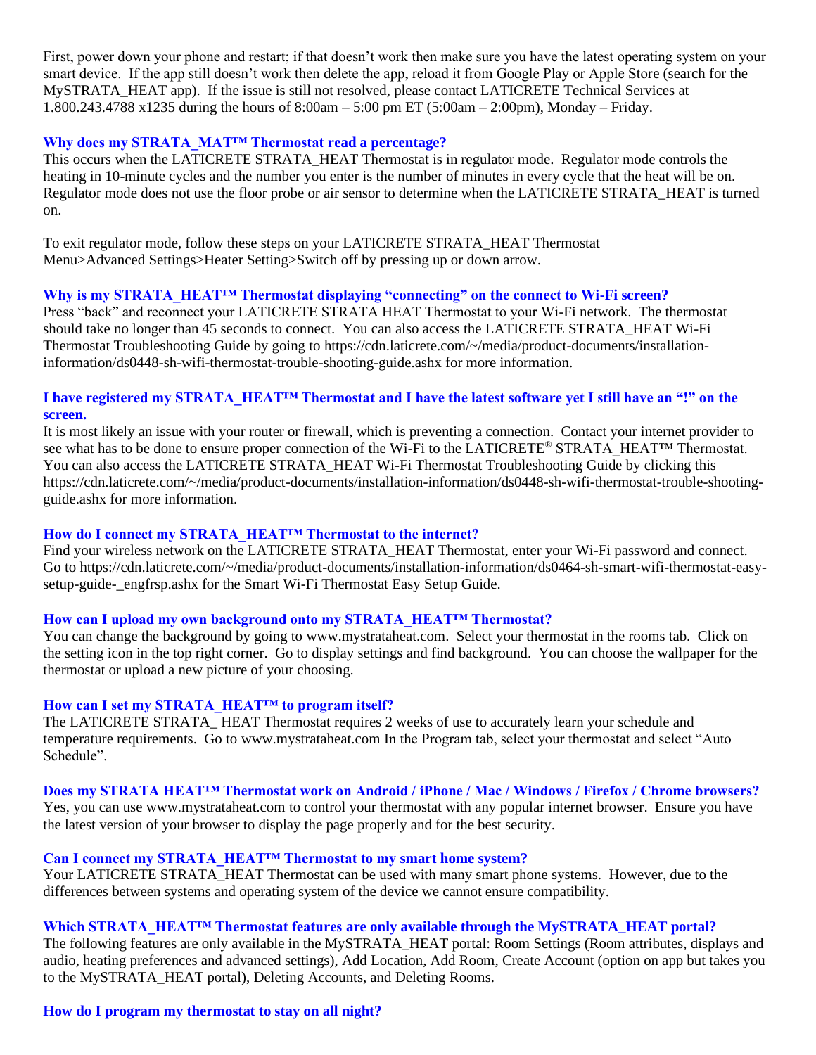First, power down your phone and restart; if that doesn't work then make sure you have the latest operating system on your smart device. If the app still doesn't work then delete the app, reload it from Google Play or Apple Store (search for the MySTRATA_HEAT app). If the issue is still not resolved, please contact LATICRETE Technical Services at 1.800.243.4788 x1235 during the hours of 8:00am – 5:00 pm ET (5:00am – 2:00pm), Monday – Friday.

### Why does my STRATA_MAT™ Thermostat read a percentage?

This occurs when the LATICRETE STRATA_HEAT Thermostat is in regulator mode. Regulator mode controls the heating in 10-minute cycles and the number you enter is the number of minutes in every cycle that the heat will be on. Regulator mode does not use the floor probe or air sensor to determine when the LATICRETE STRATA_HEAT is turned on.

To exit regulator mode, follow these steps on your LATICRETE STRATA_HEAT Thermostat Menu>Advanced Settings>Heater Setting>Switch off by pressing up or down arrow.

### Why is my STRATA_HEAT™ Thermostat displaying "connecting" on the connect to Wi-Fi screen?

Press "back" and reconnect your LATICRETE STRATA HEAT Thermostat to your Wi-Fi network. The thermostat should take no longer than 45 seconds to connect. You can also access the LATICRETE STRATA_HEAT Wi-Fi Thermostat Troubleshooting Guide by going to https://cdn.laticrete.com/~/media/product-documents/installation-information/ds0448-sh-wifi-thermostat-trouble-shooting-guide.ashx for more information.

### I have registered my STRATA_HEAT™ Thermostat and I have the latest software yet I still have an "!" on the screen.

It is most likely an issue with your router or firewall, which is preventing a connection. Contact your internet provider to see what has to be done to ensure proper connection of the Wi-Fi to the LATICRETE® STRATA_HEAT™ Thermostat. You can also access the LATICRETE STRATA_HEAT Wi-Fi Thermostat Troubleshooting Guide by clicking this https://cdn.laticrete.com/~/media/product-documents/installation-information/ds0448-sh-wifi-thermostat-trouble-shooting-guide.ashx for more information.

### How do I connect my STRATA_HEAT™ Thermostat to the internet?

Find your wireless network on the LATICRETE STRATA_HEAT Thermostat, enter your Wi-Fi password and connect. Go to https://cdn.laticrete.com/~/media/product-documents/installation-information/ds0464-sh-smart-wifi-thermostat-easy-setup-guide-_engfrsp.ashx for the Smart Wi-Fi Thermostat Easy Setup Guide.

### How can I upload my own background onto my STRATA_HEAT™ Thermostat?

You can change the background by going to www.mystrataheat.com. Select your thermostat in the rooms tab. Click on the setting icon in the top right corner. Go to display settings and find background. You can choose the wallpaper for the thermostat or upload a new picture of your choosing.

### How can I set my STRATA_HEAT™ to program itself?

The LATICRETE STRATA_ HEAT Thermostat requires 2 weeks of use to accurately learn your schedule and temperature requirements. Go to www.mystrataheat.com In the Program tab, select your thermostat and select "Auto Schedule".

### Does my STRATA HEAT™ Thermostat work on Android / iPhone / Mac / Windows / Firefox / Chrome browsers?

Yes, you can use www.mystrataheat.com to control your thermostat with any popular internet browser. Ensure you have the latest version of your browser to display the page properly and for the best security.

### Can I connect my STRATA_HEAT™ Thermostat to my smart home system?

Your LATICRETE STRATA_HEAT Thermostat can be used with many smart phone systems. However, due to the differences between systems and operating system of the device we cannot ensure compatibility.

### Which STRATA_HEAT™ Thermostat features are only available through the MySTRATA_HEAT portal?

The following features are only available in the MySTRATA_HEAT portal: Room Settings (Room attributes, displays and audio, heating preferences and advanced settings), Add Location, Add Room, Create Account (option on app but takes you to the MySTRATA_HEAT portal), Deleting Accounts, and Deleting Rooms.

### How do I program my thermostat to stay on all night?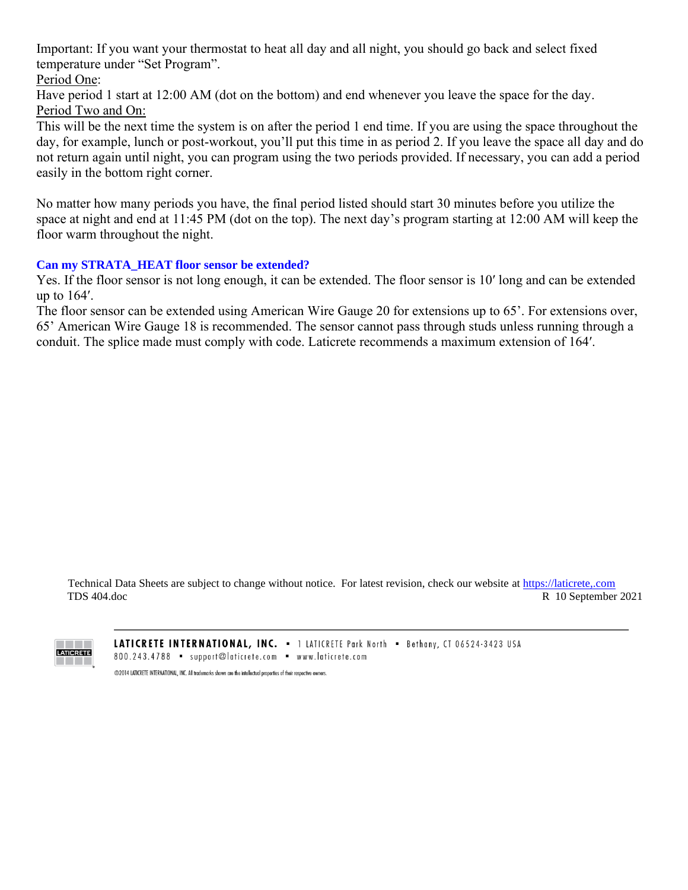Important: If you want your thermostat to heat all day and all night, you should go back and select fixed temperature under "Set Program".

Period One:

Have period 1 start at 12:00 AM (dot on the bottom) and end whenever you leave the space for the day.

Period Two and On:

This will be the next time the system is on after the period 1 end time. If you are using the space throughout the day, for example, lunch or post-workout, you'll put this time in as period 2. If you leave the space all day and do not return again until night, you can program using the two periods provided. If necessary, you can add a period easily in the bottom right corner.

No matter how many periods you have, the final period listed should start 30 minutes before you utilize the space at night and end at 11:45 PM (dot on the top). The next day's program starting at 12:00 AM will keep the floor warm throughout the night.

**Can my STRATA_HEAT floor sensor be extended?**

Yes. If the floor sensor is not long enough, it can be extended. The floor sensor is 10′ long and can be extended up to 164′.

The floor sensor can be extended using American Wire Gauge 20 for extensions up to 65'. For extensions over, 65' American Wire Gauge 18 is recommended. The sensor cannot pass through studs unless running through a conduit. The splice made must comply with code. Laticrete recommends a maximum extension of 164′.

Technical Data Sheets are subject to change without notice. For latest revision, check our website at https://laticrete,.com

TDS 404.doc R 10 September 2021

**LATICRETE INTERNATIONAL, INC.** ▪ 1 LATICRETE Park North ▪ Bethany, CT 06524-3423 USA

800.243.4788 ▪ support@laticrete.com ▪ www.laticrete.com

©2014 LATICRETE INTERNATIONAL, INC. All trademarks shown are the intellectual properties of their respective owners.